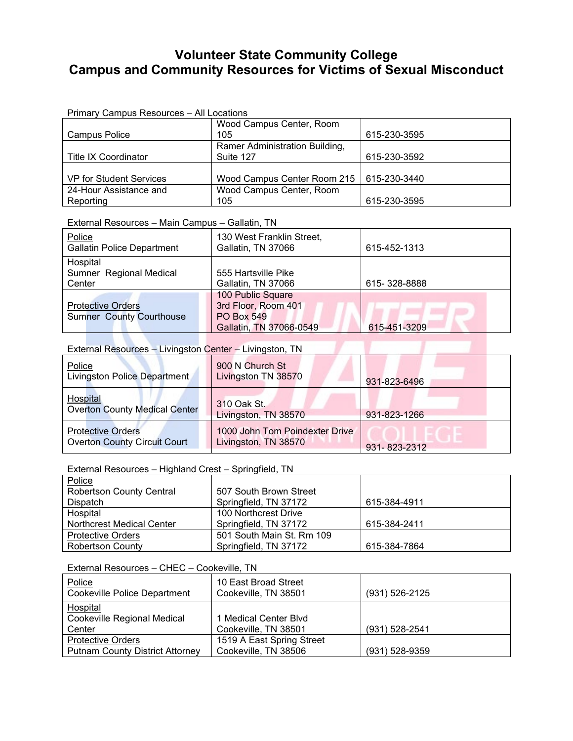# Volunteer State Community College
# Campus and Community Resources for Victims of Sexual Misconduct

Primary Campus Resources – All Locations

| | | |
|---|---|---|
| Campus Police | Wood Campus Center, Room 105 | 615-230-3595 |
| Title IX Coordinator | Ramer Administration Building, Suite 127 | 615-230-3592 |
| VP for Student Services | Wood Campus Center Room 215 | 615-230-3440 |
| 24-Hour Assistance and Reporting | Wood Campus Center, Room 105 | 615-230-3595 |

External Resources – Main Campus – Gallatin, TN

| | | |
|---|---|---|
| Police<br>Gallatin Police Department | 130 West Franklin Street, Gallatin, TN 37066 | 615-452-1313 |
| Hospital<br>Sumner Regional Medical Center | 555 Hartsville Pike<br>Gallatin, TN 37066 | 615- 328-8888 |
| Protective Orders<br>Sumner County Courthouse | 100 Public Square<br>3rd Floor, Room 401<br>PO Box 549<br>Gallatin, TN 37066-0549 | 615-451-3209 |

External Resources – Livingston Center – Livingston, TN

| | | |
|---|---|---|
| Police<br>Livingston Police Department | 900 N Church St<br>Livingston TN 38570 | 931-823-6496 |
| Hospital<br>Overton County Medical Center | 310 Oak St.<br>Livingston, TN 38570 | 931-823-1266 |
| Protective Orders<br>Overton County Circuit Court | 1000 John Tom Poindexter Drive<br>Livingston, TN 38570 | 931- 823-2312 |

External Resources – Highland Crest – Springfield, TN

| | | |
|---|---|---|
| Police<br>Robertson County Central Dispatch | 507 South Brown Street<br>Springfield, TN 37172 | 615-384-4911 |
| Hospital<br>Northcrest Medical Center | 100 Northcrest Drive<br>Springfield, TN 37172 | 615-384-2411 |
| Protective Orders<br>Robertson County | 501 South Main St. Rm 109<br>Springfield, TN 37172 | 615-384-7864 |

External Resources – CHEC – Cookeville, TN

| | | |
|---|---|---|
| Police<br>Cookeville Police Department | 10 East Broad Street<br>Cookeville, TN 38501 | (931) 526-2125 |
| Hospital<br>Cookeville Regional Medical Center | 1 Medical Center Blvd<br>Cookeville, TN 38501 | (931) 528-2541 |
| Protective Orders<br>Putnam County District Attorney | 1519 A East Spring Street<br>Cookeville, TN 38506 | (931) 528-9359 |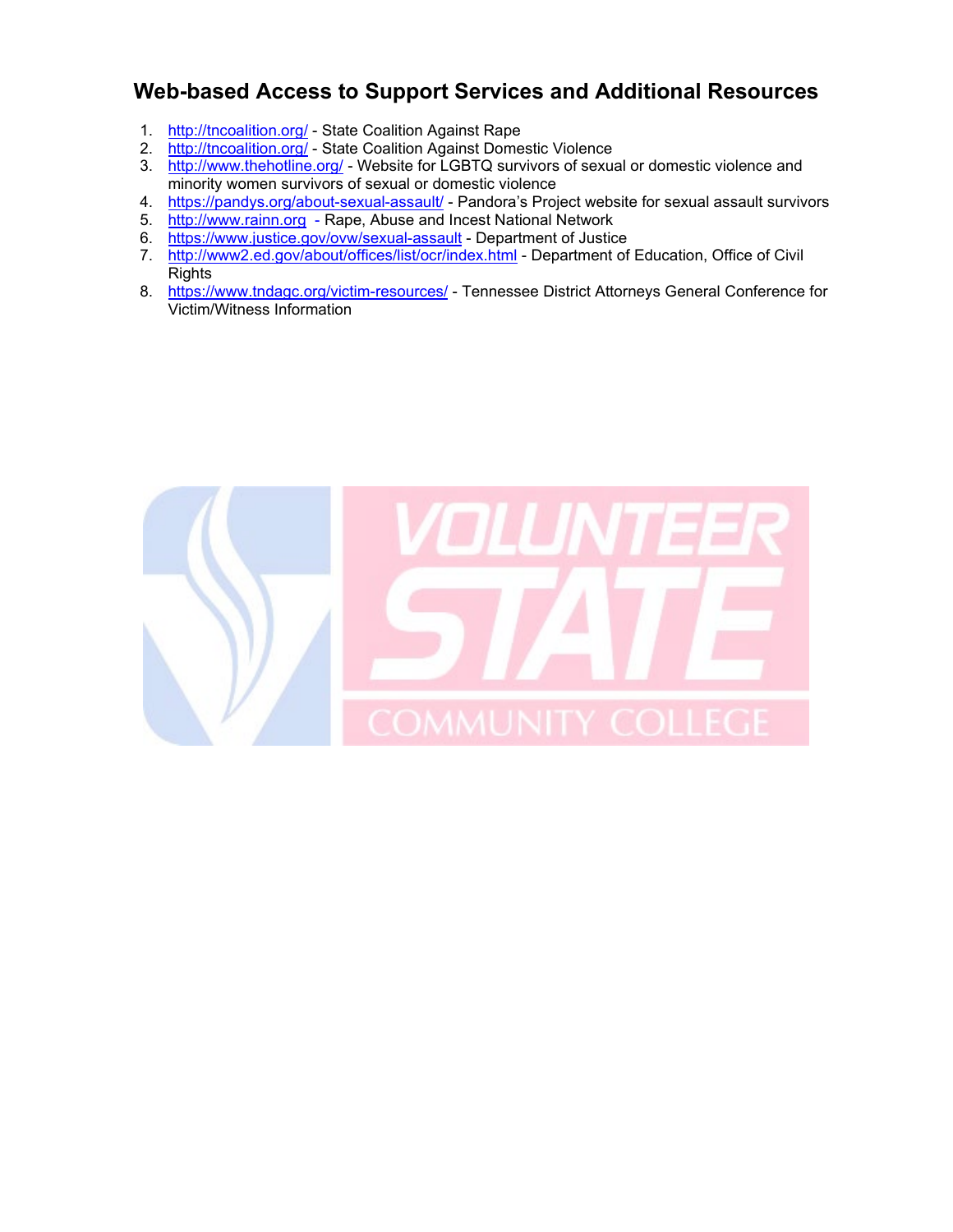# Web-based Access to Support Services and Additional Resources

1. http://tncoalition.org/ - State Coalition Against Rape
2. http://tncoalition.org/ - State Coalition Against Domestic Violence
3. http://www.thehotline.org/ - Website for LGBTQ survivors of sexual or domestic violence and minority women survivors of sexual or domestic violence
4. https://pandys.org/about-sexual-assault/ - Pandora's Project website for sexual assault survivors
5. http://www.rainn.org - Rape, Abuse and Incest National Network
6. https://www.justice.gov/ovw/sexual-assault - Department of Justice
7. http://www2.ed.gov/about/offices/list/ocr/index.html - Department of Education, Office of Civil Rights
8. https://www.tndagc.org/victim-resources/ - Tennessee District Attorneys General Conference for Victim/Witness Information